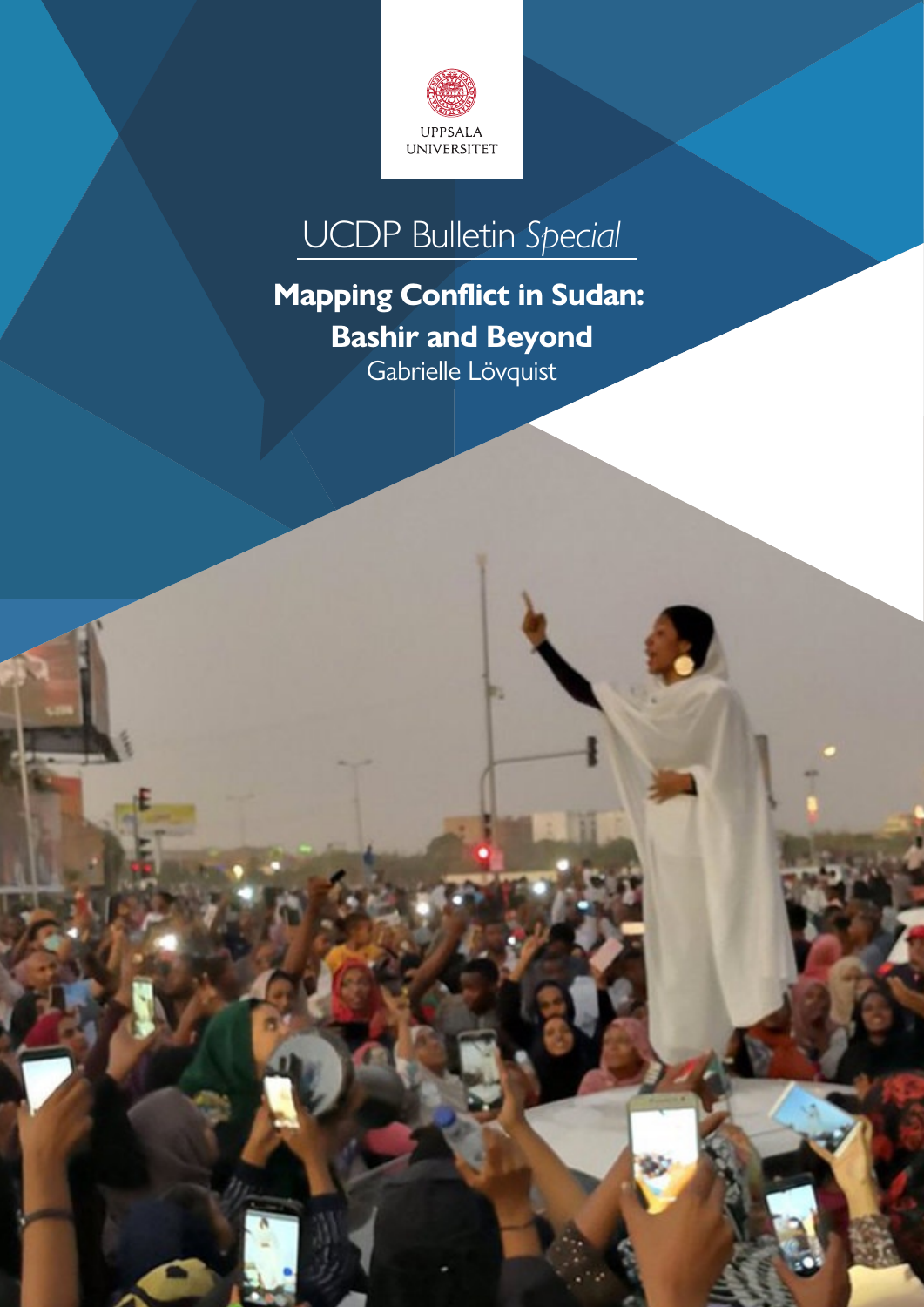UPPSALA
UNIVERSITET

UCDP Bulletin *Special*

# Mapping Conflict in Sudan: Bashir and Beyond

Gabrielle Lövquist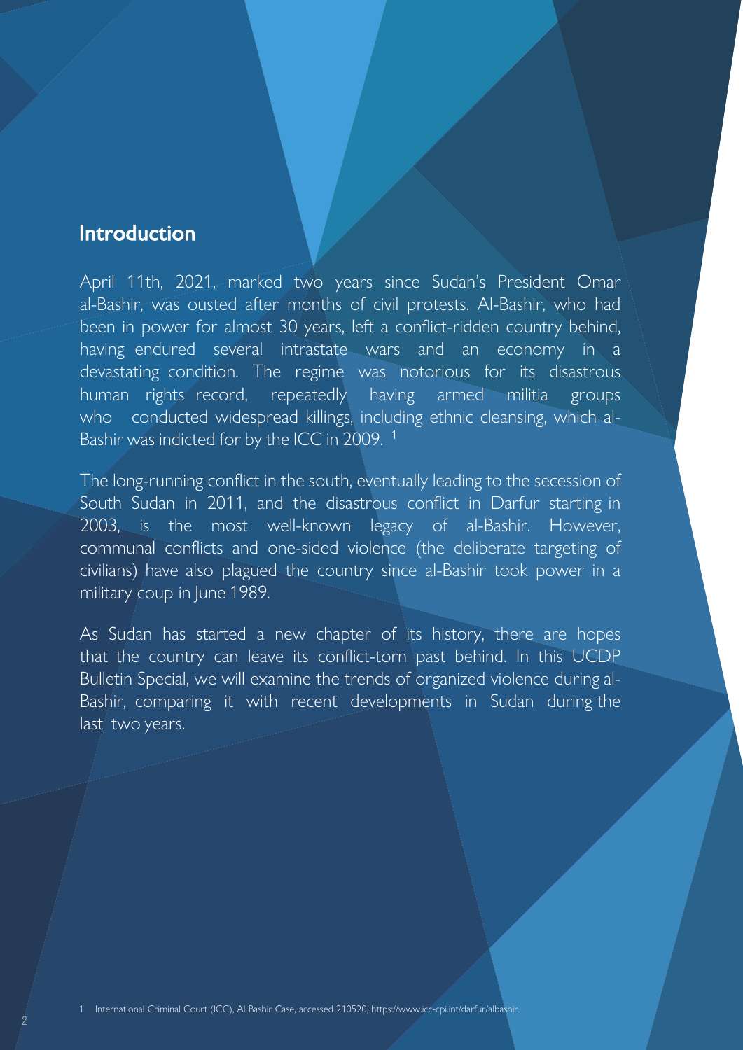## Introduction

April 11th, 2021, marked two years since Sudan's President Omar al-Bashir, was ousted after months of civil protests. Al-Bashir, who had been in power for almost 30 years, left a conflict-ridden country behind, having endured several intrastate wars and an economy in a devastating condition. The regime was notorious for its disastrous human rights record, repeatedly having armed militia groups who conducted widespread killings, including ethnic cleansing, which al-Bashir was indicted for by the ICC in 2009. [1]

The long-running conflict in the south, eventually leading to the secession of South Sudan in 2011, and the disastrous conflict in Darfur starting in 2003, is the most well-known legacy of al-Bashir. However, communal conflicts and one-sided violence (the deliberate targeting of civilians) have also plagued the country since al-Bashir took power in a military coup in June 1989.

As Sudan has started a new chapter of its history, there are hopes that the country can leave its conflict-torn past behind. In this UCDP Bulletin Special, we will examine the trends of organized violence during al-Bashir, comparing it with recent developments in Sudan during the last two years.

1 International Criminal Court (ICC), Al Bashir Case, accessed 210520, https://www.icc-cpi.int/darfur/albashir.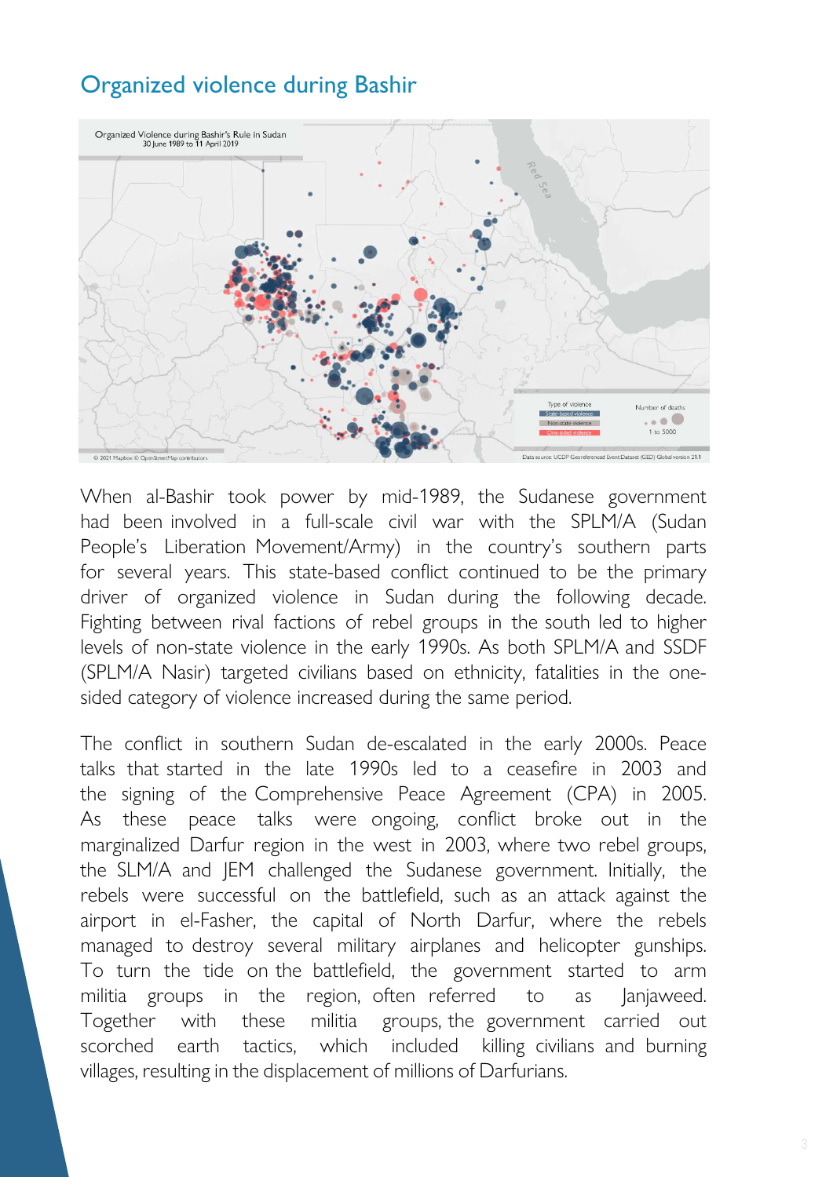## Organized violence during Bashir

When al-Bashir took power by mid-1989, the Sudanese government had been involved in a full-scale civil war with the SPLM/A (Sudan People's Liberation Movement/Army) in the country's southern parts for several years. This state-based conflict continued to be the primary driver of organized violence in Sudan during the following decade. Fighting between rival factions of rebel groups in the south led to higher levels of non-state violence in the early 1990s. As both SPLM/A and SSDF (SPLM/A Nasir) targeted civilians based on ethnicity, fatalities in the one-sided category of violence increased during the same period.

The conflict in southern Sudan de-escalated in the early 2000s. Peace talks that started in the late 1990s led to a ceasefire in 2003 and the signing of the Comprehensive Peace Agreement (CPA) in 2005. As these peace talks were ongoing, conflict broke out in the marginalized Darfur region in the west in 2003, where two rebel groups, the SLM/A and JEM challenged the Sudanese government. Initially, the rebels were successful on the battlefield, such as an attack against the airport in el-Fasher, the capital of North Darfur, where the rebels managed to destroy several military airplanes and helicopter gunships. To turn the tide on the battlefield, the government started to arm militia groups in the region, often referred to as Janjaweed. Together with these militia groups, the government carried out scorched earth tactics, which included killing civilians and burning villages, resulting in the displacement of millions of Darfurians.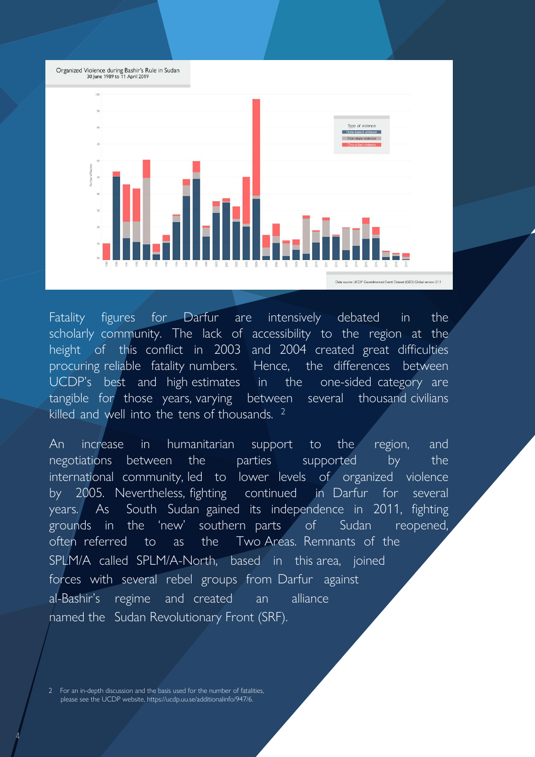Organized Violence during Bashir's Rule in Sudan
30 June 1989 to 11 April 2019

Data source: UCDP Georeferenced Event Dataset (GED) Global version 21.1

Fatality figures for Darfur are intensively debated in the scholarly community. The lack of accessibility to the region at the height of this conflict in 2003 and 2004 created great difficulties procuring reliable fatality numbers. Hence, the differences between UCDP's best and high estimates in the one-sided category are tangible for those years, varying between several thousand civilians killed and well into the tens of thousands. [2]

An increase in humanitarian support to the region, and negotiations between the parties supported by the international community, led to lower levels of organized violence by 2005. Nevertheless, fighting continued in Darfur for several years. As South Sudan gained its independence in 2011, fighting grounds in the 'new' southern parts of Sudan reopened, often referred to as the Two Areas. Remnants of the SPLM/A called SPLM/A-North, based in this area, joined forces with several rebel groups from Darfur against al-Bashir's regime and created an alliance named the Sudan Revolutionary Front (SRF).

2 For an in-depth discussion and the basis used for the number of fatalities, please see the UCDP website, https://ucdp.uu.se/additionalinfo/947/6.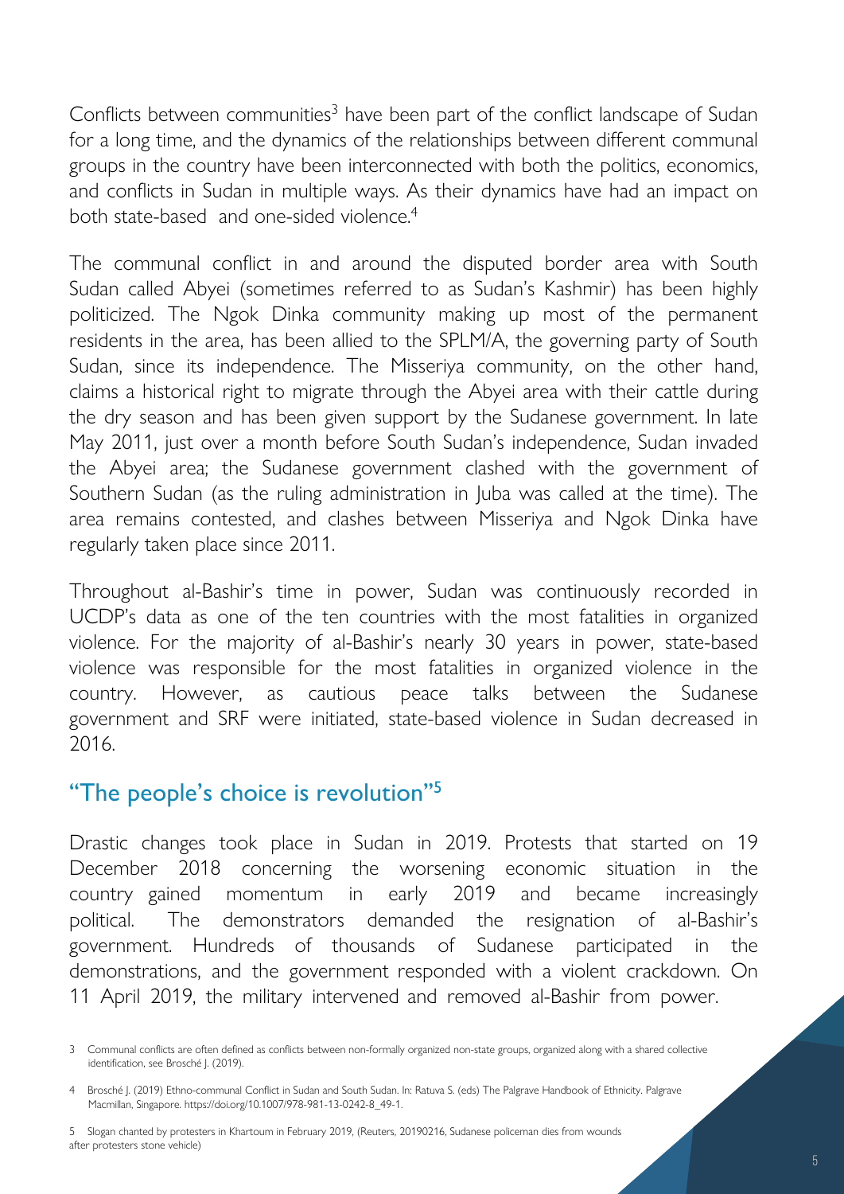Conflicts between communities[3] have been part of the conflict landscape of Sudan for a long time, and the dynamics of the relationships between different communal groups in the country have been interconnected with both the politics, economics, and conflicts in Sudan in multiple ways. As their dynamics have had an impact on both state-based and one-sided violence.[4]

The communal conflict in and around the disputed border area with South Sudan called Abyei (sometimes referred to as Sudan's Kashmir) has been highly politicized. The Ngok Dinka community making up most of the permanent residents in the area, has been allied to the SPLM/A, the governing party of South Sudan, since its independence. The Misseriya community, on the other hand, claims a historical right to migrate through the Abyei area with their cattle during the dry season and has been given support by the Sudanese government. In late May 2011, just over a month before South Sudan's independence, Sudan invaded the Abyei area; the Sudanese government clashed with the government of Southern Sudan (as the ruling administration in Juba was called at the time). The area remains contested, and clashes between Misseriya and Ngok Dinka have regularly taken place since 2011.

Throughout al-Bashir's time in power, Sudan was continuously recorded in UCDP's data as one of the ten countries with the most fatalities in organized violence. For the majority of al-Bashir's nearly 30 years in power, state-based violence was responsible for the most fatalities in organized violence in the country. However, as cautious peace talks between the Sudanese government and SRF were initiated, state-based violence in Sudan decreased in 2016.

## "The people's choice is revolution"[5]

Drastic changes took place in Sudan in 2019. Protests that started on 19 December 2018 concerning the worsening economic situation in the country gained momentum in early 2019 and became increasingly political. The demonstrators demanded the resignation of al-Bashir's government. Hundreds of thousands of Sudanese participated in the demonstrations, and the government responded with a violent crackdown. On 11 April 2019, the military intervened and removed al-Bashir from power.

---

3 Communal conflicts are often defined as conflicts between non-formally organized non-state groups, organized along with a shared collective identification, see Brosché J. (2019).

4 Brosché J. (2019) Ethno-communal Conflict in Sudan and South Sudan. In: Ratuva S. (eds) The Palgrave Handbook of Ethnicity. Palgrave Macmillan, Singapore. https://doi.org/10.1007/978-981-13-0242-8_49-1.

5 Slogan chanted by protesters in Khartoum in February 2019, (Reuters, 20190216, Sudanese policeman dies from wounds after protesters stone vehicle)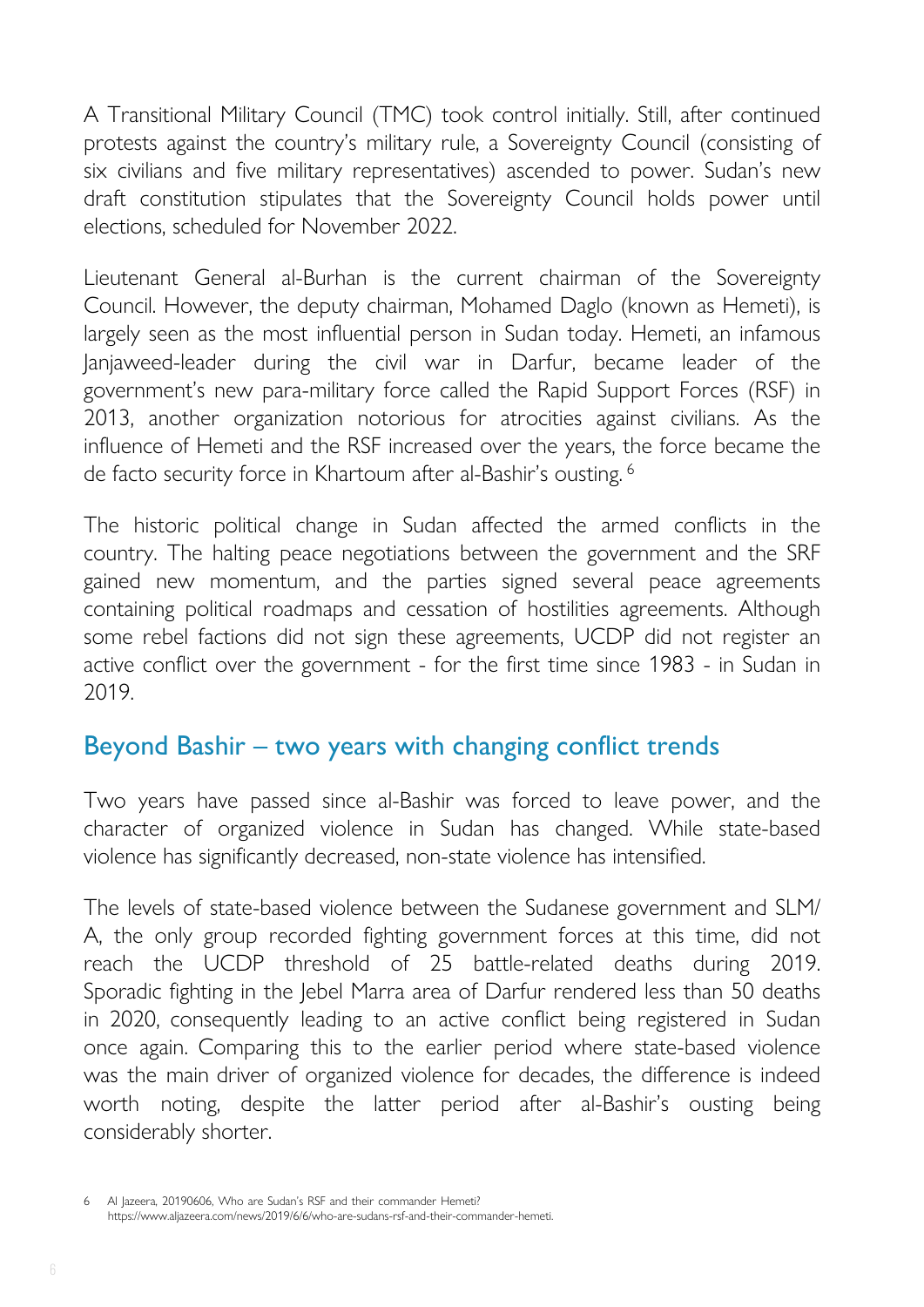A Transitional Military Council (TMC) took control initially. Still, after continued protests against the country's military rule, a Sovereignty Council (consisting of six civilians and five military representatives) ascended to power. Sudan's new draft constitution stipulates that the Sovereignty Council holds power until elections, scheduled for November 2022.

Lieutenant General al-Burhan is the current chairman of the Sovereignty Council. However, the deputy chairman, Mohamed Daglo (known as Hemeti), is largely seen as the most influential person in Sudan today. Hemeti, an infamous Janjaweed-leader during the civil war in Darfur, became leader of the government's new para-military force called the Rapid Support Forces (RSF) in 2013, another organization notorious for atrocities against civilians. As the influence of Hemeti and the RSF increased over the years, the force became the de facto security force in Khartoum after al-Bashir's ousting.[6]

The historic political change in Sudan affected the armed conflicts in the country. The halting peace negotiations between the government and the SRF gained new momentum, and the parties signed several peace agreements containing political roadmaps and cessation of hostilities agreements. Although some rebel factions did not sign these agreements, UCDP did not register an active conflict over the government - for the first time since 1983 - in Sudan in 2019.

## Beyond Bashir – two years with changing conflict trends

Two years have passed since al-Bashir was forced to leave power, and the character of organized violence in Sudan has changed. While state-based violence has significantly decreased, non-state violence has intensified.

The levels of state-based violence between the Sudanese government and SLM/A, the only group recorded fighting government forces at this time, did not reach the UCDP threshold of 25 battle-related deaths during 2019. Sporadic fighting in the Jebel Marra area of Darfur rendered less than 50 deaths in 2020, consequently leading to an active conflict being registered in Sudan once again. Comparing this to the earlier period where state-based violence was the main driver of organized violence for decades, the difference is indeed worth noting, despite the latter period after al-Bashir's ousting being considerably shorter.

6 Al Jazeera, 20190606, Who are Sudan's RSF and their commander Hemeti? https://www.aljazeera.com/news/2019/6/6/who-are-sudans-rsf-and-their-commander-hemeti.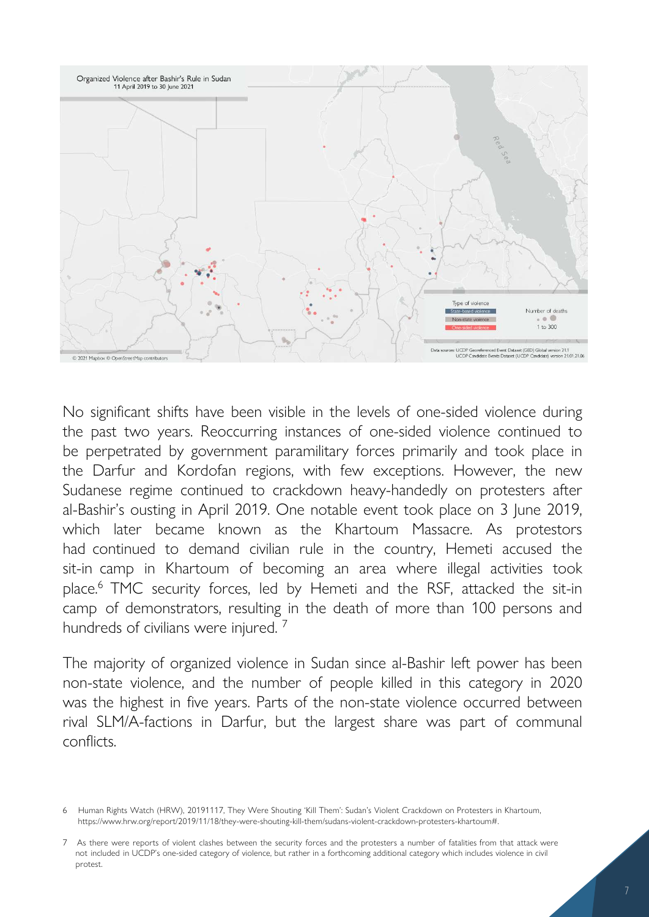Organized Violence after Bashir's Rule in Sudan
11 April 2019 to 30 June 2021

Type of violence: State-based violence, Non-state violence, One-sided violence

Number of deaths: 1 to 300

Data sources: UCDP Georeferenced Event Dataset (GED) Global version 21.1
UCDP Candidate Events Dataset (UCDP Candidate) version 21.01.21.06

© 2021 Mapbox © OpenStreetMap contributors

No significant shifts have been visible in the levels of one-sided violence during the past two years. Reoccurring instances of one-sided violence continued to be perpetrated by government paramilitary forces primarily and took place in the Darfur and Kordofan regions, with few exceptions. However, the new Sudanese regime continued to crackdown heavy-handedly on protesters after al-Bashir's ousting in April 2019. One notable event took place on 3 June 2019, which later became known as the Khartoum Massacre. As protestors had continued to demand civilian rule in the country, Hemeti accused the sit-in camp in Khartoum of becoming an area where illegal activities took place.[6] TMC security forces, led by Hemeti and the RSF, attacked the sit-in camp of demonstrators, resulting in the death of more than 100 persons and hundreds of civilians were injured.[7]

The majority of organized violence in Sudan since al-Bashir left power has been non-state violence, and the number of people killed in this category in 2020 was the highest in five years. Parts of the non-state violence occurred between rival SLM/A-factions in Darfur, but the largest share was part of communal conflicts.

6 Human Rights Watch (HRW), 20191117, They Were Shouting 'Kill Them': Sudan's Violent Crackdown on Protesters in Khartoum, https://www.hrw.org/report/2019/11/18/they-were-shouting-kill-them/sudans-violent-crackdown-protesters-khartoum#.

7 As there were reports of violent clashes between the security forces and the protesters a number of fatalities from that attack were not included in UCDP's one-sided category of violence, but rather in a forthcoming additional category which includes violence in civil protest.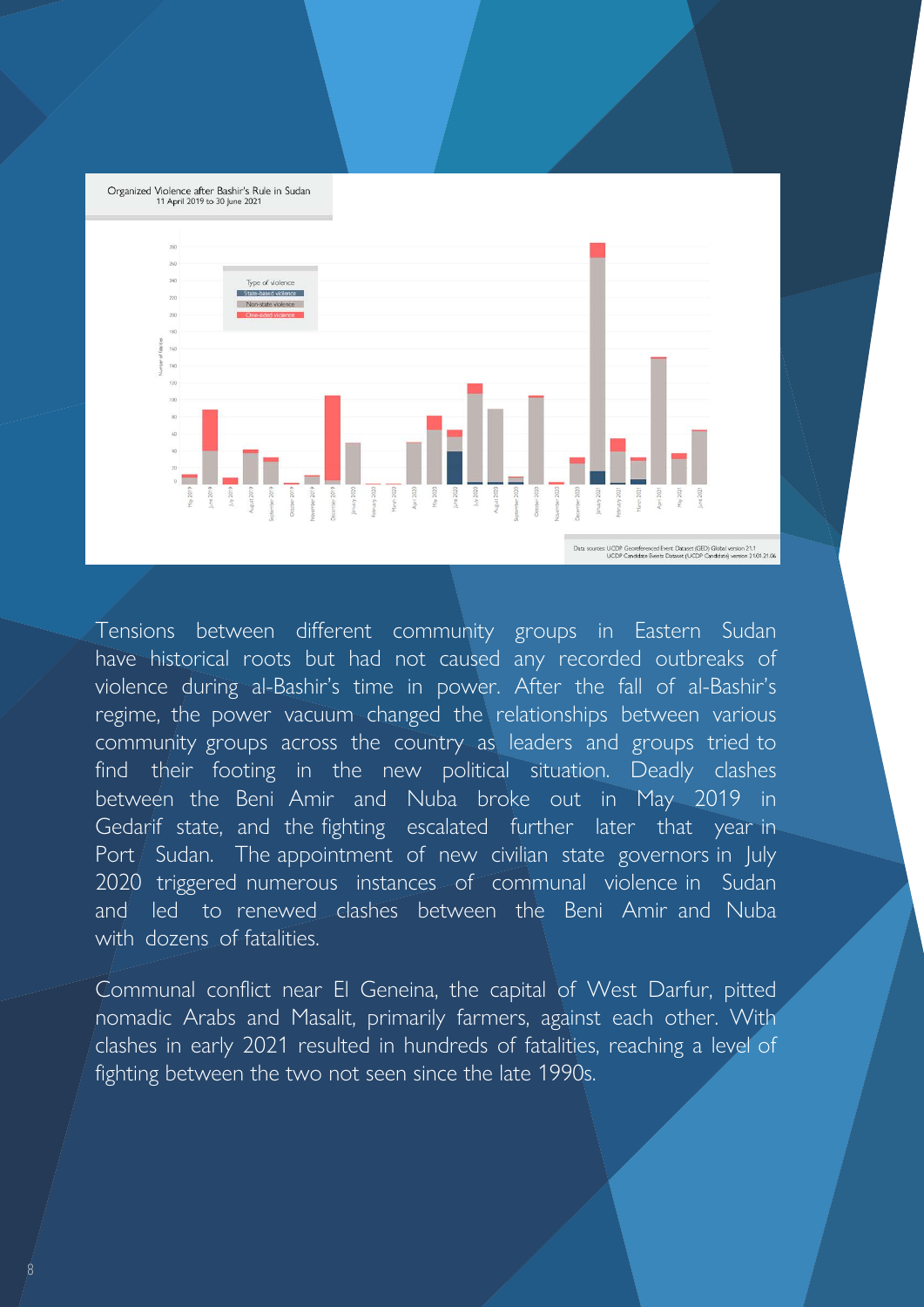Organized Violence after Bashir's Rule in Sudan
11 April 2019 to 30 June 2021

Type of violence
State-based violence
Non-state violence
One-sided violence

Data sources: UCDP Georeferenced Event Dataset (GED) Global version 21.1
UCDP Candidate Events Dataset (UCDP Candidate) version 21.01.21.06

Tensions between different community groups in Eastern Sudan have historical roots but had not caused any recorded outbreaks of violence during al-Bashir's time in power. After the fall of al-Bashir's regime, the power vacuum changed the relationships between various community groups across the country as leaders and groups tried to find their footing in the new political situation. Deadly clashes between the Beni Amir and Nuba broke out in May 2019 in Gedarif state, and the fighting escalated further later that year in Port Sudan. The appointment of new civilian state governors in July 2020 triggered numerous instances of communal violence in Sudan and led to renewed clashes between the Beni Amir and Nuba with dozens of fatalities.

Communal conflict near El Geneina, the capital of West Darfur, pitted nomadic Arabs and Masalit, primarily farmers, against each other. With clashes in early 2021 resulted in hundreds of fatalities, reaching a level of fighting between the two not seen since the late 1990s.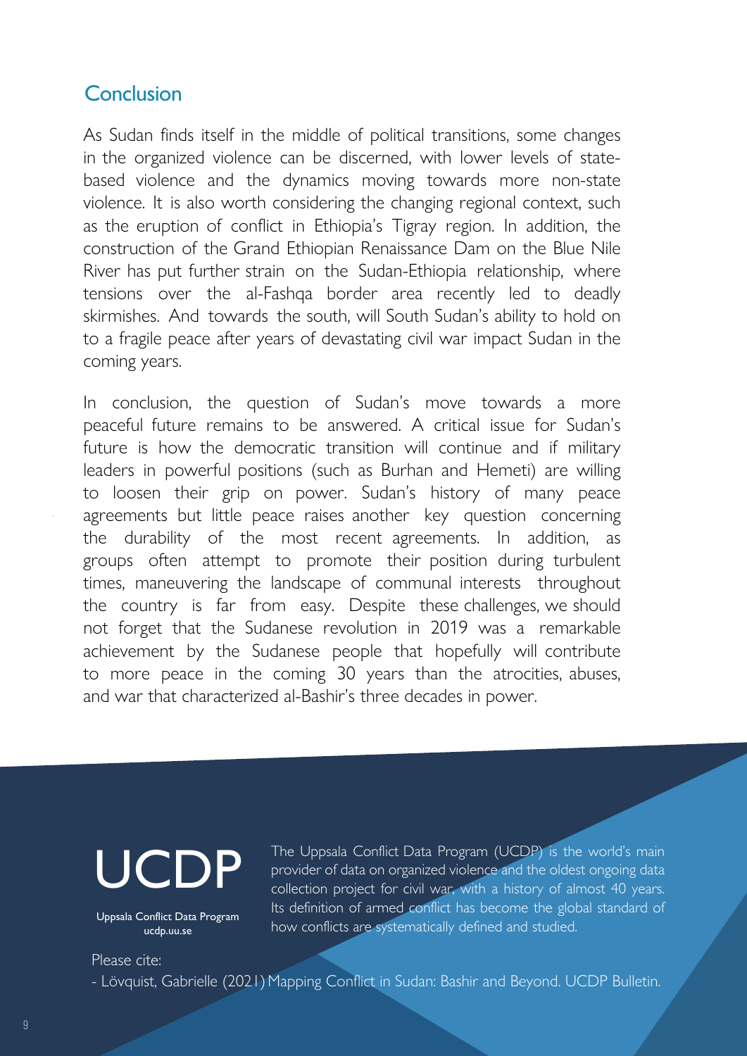## Conclusion

As Sudan finds itself in the middle of political transitions, some changes in the organized violence can be discerned, with lower levels of state-based violence and the dynamics moving towards more non-state violence. It is also worth considering the changing regional context, such as the eruption of conflict in Ethiopia's Tigray region. In addition, the construction of the Grand Ethiopian Renaissance Dam on the Blue Nile River has put further strain on the Sudan-Ethiopia relationship, where tensions over the al-Fashqa border area recently led to deadly skirmishes. And towards the south, will South Sudan's ability to hold on to a fragile peace after years of devastating civil war impact Sudan in the coming years.

In conclusion, the question of Sudan's move towards a more peaceful future remains to be answered. A critical issue for Sudan's future is how the democratic transition will continue and if military leaders in powerful positions (such as Burhan and Hemeti) are willing to loosen their grip on power. Sudan's history of many peace agreements but little peace raises another key question concerning the durability of the most recent agreements. In addition, as groups often attempt to promote their position during turbulent times, maneuvering the landscape of communal interests throughout the country is far from easy. Despite these challenges, we should not forget that the Sudanese revolution in 2019 was a remarkable achievement by the Sudanese people that hopefully will contribute to more peace in the coming 30 years than the atrocities, abuses, and war that characterized al-Bashir's three decades in power.

UCDP

Uppsala Conflict Data Program
ucdp.uu.se

The Uppsala Conflict Data Program (UCDP) is the world's main provider of data on organized violence and the oldest ongoing data collection project for civil war, with a history of almost 40 years. Its definition of armed conflict has become the global standard of how conflicts are systematically defined and studied.

Please cite:

- Lövquist, Gabrielle (2021) Mapping Conflict in Sudan: Bashir and Beyond. UCDP Bulletin.